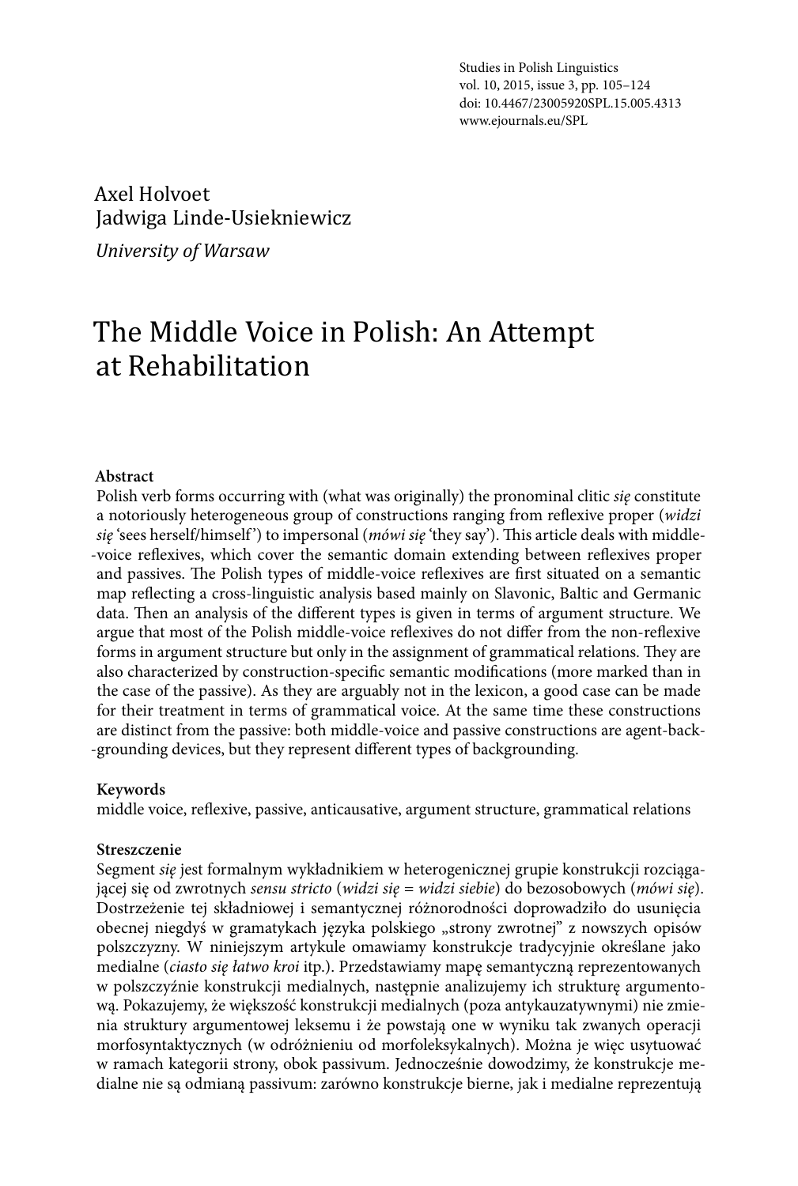Axel Holvoet
Jadwiga Linde-Usiekniewicz
*University of Warsaw*

# The Middle Voice in Polish: An Attempt at Rehabilitation

**Abstract**

Polish verb forms occurring with (what was originally) the pronominal clitic *się* constitute a notoriously heterogeneous group of constructions ranging from reflexive proper (*widzi się* 'sees herself/himself') to impersonal (*mówi się* 'they say'). This article deals with middle-voice reflexives, which cover the semantic domain extending between reflexives proper and passives. The Polish types of middle-voice reflexives are first situated on a semantic map reflecting a cross-linguistic analysis based mainly on Slavonic, Baltic and Germanic data. Then an analysis of the different types is given in terms of argument structure. We argue that most of the Polish middle-voice reflexives do not differ from the non-reflexive forms in argument structure but only in the assignment of grammatical relations. They are also characterized by construction-specific semantic modifications (more marked than in the case of the passive). As they are arguably not in the lexicon, a good case can be made for their treatment in terms of grammatical voice. At the same time these constructions are distinct from the passive: both middle-voice and passive constructions are agent-backgrounding devices, but they represent different types of backgrounding.

**Keywords**

middle voice, reflexive, passive, anticausative, argument structure, grammatical relations

**Streszczenie**

Segment *się* jest formalnym wykładnikiem w heterogenicznej grupie konstrukcji rozciągającej się od zwrotnych *sensu stricto* (*widzi się* = *widzi siebie*) do bezosobowych (*mówi się*). Dostrzeżenie tej składniowej i semantycznej różnorodności doprowadziło do usunięcia obecnej niegdyś w gramatykach języka polskiego „strony zwrotnej" z nowszych opisów polszczyzny. W niniejszym artykule omawiamy konstrukcje tradycyjnie określane jako medialne (*ciasto się łatwo kroi* itp.). Przedstawiamy mapę semantyczną reprezentowanych w polszczyźnie konstrukcji medialnych, następnie analizujemy ich strukturę argumentową. Pokazujemy, że większość konstrukcji medialnych (poza antykauzatywnymi) nie zmienia struktury argumentowej leksemu i że powstają one w wyniku tak zwanych operacji morfosyntaktycznych (w odróżnieniu od morfoleksykalnych). Można je więc usytuować w ramach kategorii strony, obok passivum. Jednocześnie dowodzimy, że konstrukcje medialne nie są odmianą passivum: zarówno konstrukcje bierne, jak i medialne reprezentują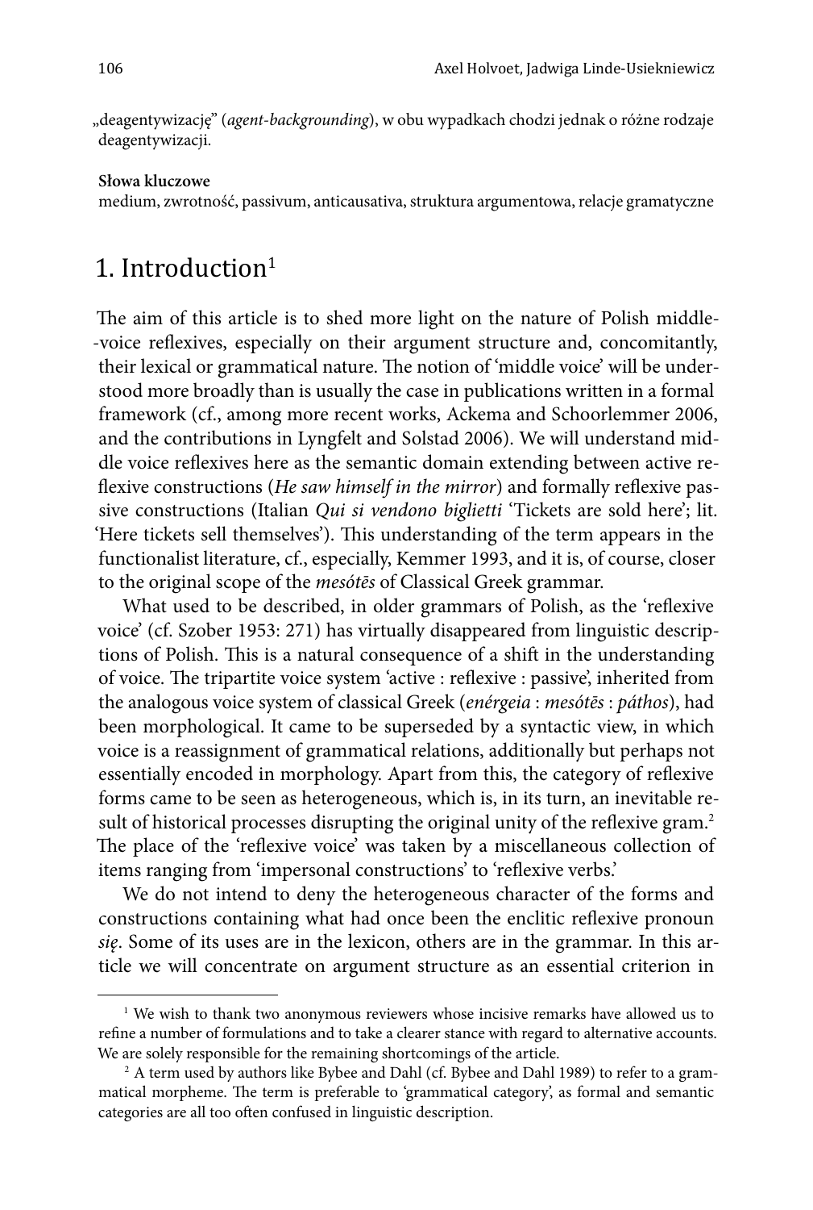„deagentywizację" (*agent-backgrounding*), w obu wypadkach chodzi jednak o różne rodzaje deagentywizacji.

**Słowa kluczowe**
medium, zwrotność, passivum, anticausativa, struktura argumentowa, relacje gramatyczne

# 1. Introduction[1]

The aim of this article is to shed more light on the nature of Polish middle--voice reflexives, especially on their argument structure and, concomitantly, their lexical or grammatical nature. The notion of 'middle voice' will be understood more broadly than is usually the case in publications written in a formal framework (cf., among more recent works, Ackema and Schoorlemmer 2006, and the contributions in Lyngfelt and Solstad 2006). We will understand middle voice reflexives here as the semantic domain extending between active reflexive constructions (*He saw himself in the mirror*) and formally reflexive passive constructions (Italian *Qui si vendono biglietti* 'Tickets are sold here'; lit. 'Here tickets sell themselves'). This understanding of the term appears in the functionalist literature, cf., especially, Kemmer 1993, and it is, of course, closer to the original scope of the *mesótēs* of Classical Greek grammar.

What used to be described, in older grammars of Polish, as the 'reflexive voice' (cf. Szober 1953: 271) has virtually disappeared from linguistic descriptions of Polish. This is a natural consequence of a shift in the understanding of voice. The tripartite voice system 'active : reflexive : passive', inherited from the analogous voice system of classical Greek (*enérgeia* : *mesótēs* : *páthos*), had been morphological. It came to be superseded by a syntactic view, in which voice is a reassignment of grammatical relations, additionally but perhaps not essentially encoded in morphology. Apart from this, the category of reflexive forms came to be seen as heterogeneous, which is, in its turn, an inevitable result of historical processes disrupting the original unity of the reflexive gram.[2] The place of the 'reflexive voice' was taken by a miscellaneous collection of items ranging from 'impersonal constructions' to 'reflexive verbs.'

We do not intend to deny the heterogeneous character of the forms and constructions containing what had once been the enclitic reflexive pronoun *się*. Some of its uses are in the lexicon, others are in the grammar. In this article we will concentrate on argument structure as an essential criterion in

---

[1] We wish to thank two anonymous reviewers whose incisive remarks have allowed us to refine a number of formulations and to take a clearer stance with regard to alternative accounts. We are solely responsible for the remaining shortcomings of the article.

[2] A term used by authors like Bybee and Dahl (cf. Bybee and Dahl 1989) to refer to a grammatical morpheme. The term is preferable to 'grammatical category', as formal and semantic categories are all too often confused in linguistic description.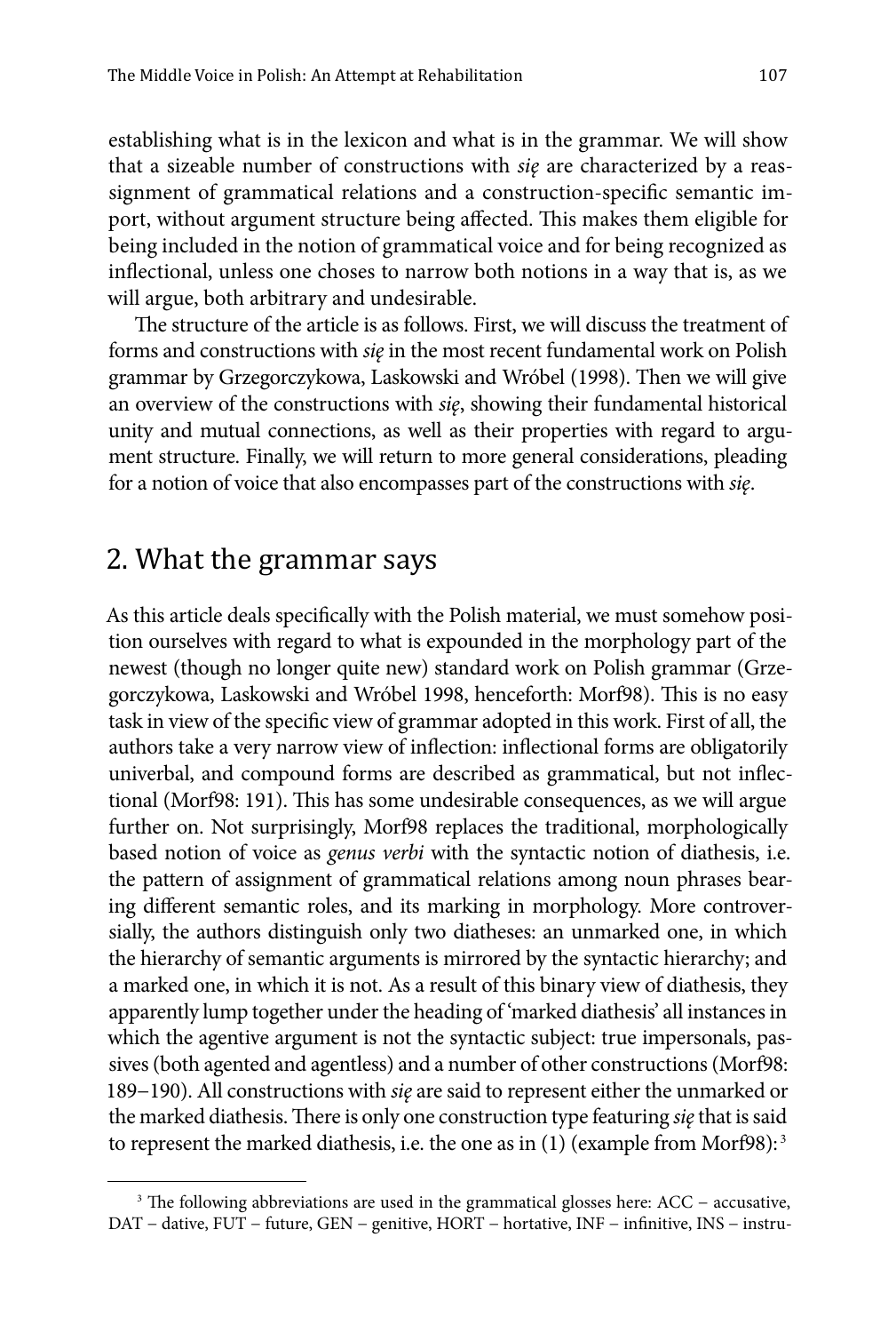establishing what is in the lexicon and what is in the grammar. We will show that a sizeable number of constructions with *się* are characterized by a reassignment of grammatical relations and a construction-specific semantic import, without argument structure being affected. This makes them eligible for being included in the notion of grammatical voice and for being recognized as inflectional, unless one choses to narrow both notions in a way that is, as we will argue, both arbitrary and undesirable.

The structure of the article is as follows. First, we will discuss the treatment of forms and constructions with *się* in the most recent fundamental work on Polish grammar by Grzegorczykowa, Laskowski and Wróbel (1998). Then we will give an overview of the constructions with *się*, showing their fundamental historical unity and mutual connections, as well as their properties with regard to argument structure. Finally, we will return to more general considerations, pleading for a notion of voice that also encompasses part of the constructions with *się*.

## 2. What the grammar says

As this article deals specifically with the Polish material, we must somehow position ourselves with regard to what is expounded in the morphology part of the newest (though no longer quite new) standard work on Polish grammar (Grzegorczykowa, Laskowski and Wróbel 1998, henceforth: Morf98). This is no easy task in view of the specific view of grammar adopted in this work. First of all, the authors take a very narrow view of inflection: inflectional forms are obligatorily univerbal, and compound forms are described as grammatical, but not inflectional (Morf98: 191). This has some undesirable consequences, as we will argue further on. Not surprisingly, Morf98 replaces the traditional, morphologically based notion of voice as *genus verbi* with the syntactic notion of diathesis, i.e. the pattern of assignment of grammatical relations among noun phrases bearing different semantic roles, and its marking in morphology. More controversially, the authors distinguish only two diatheses: an unmarked one, in which the hierarchy of semantic arguments is mirrored by the syntactic hierarchy; and a marked one, in which it is not. As a result of this binary view of diathesis, they apparently lump together under the heading of 'marked diathesis' all instances in which the agentive argument is not the syntactic subject: true impersonals, passives (both agented and agentless) and a number of other constructions (Morf98: 189–190). All constructions with *się* are said to represent either the unmarked or the marked diathesis. There is only one construction type featuring *się* that is said to represent the marked diathesis, i.e. the one as in (1) (example from Morf98):[3]

[3] The following abbreviations are used in the grammatical glosses here: ACC – accusative, DAT – dative, FUT – future, GEN – genitive, HORT – hortative, INF – infinitive, INS – instru-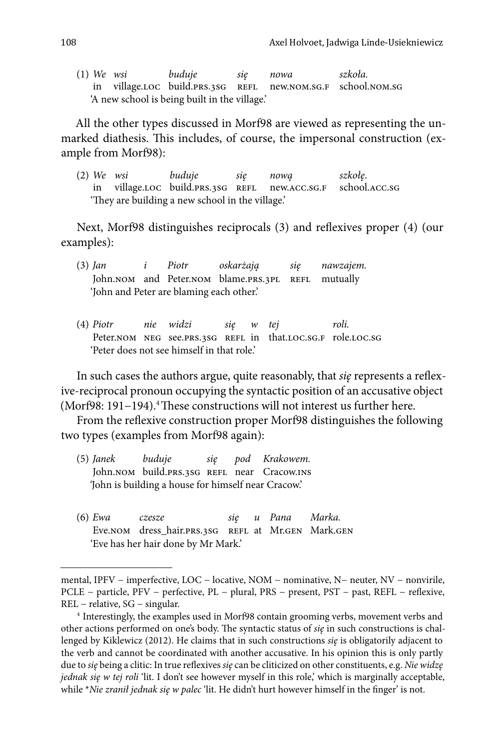(1) *We wsi buduje się nowa szkoła.*
in village.LOC build.PRS.3SG REFL new.NOM.SG.F school.NOM.SG
'A new school is being built in the village.'

All the other types discussed in Morf98 are viewed as representing the unmarked diathesis. This includes, of course, the impersonal construction (example from Morf98):

(2) *We wsi buduje się nową szkołę.*
in village.LOC build.PRS.3SG REFL new.ACC.SG.F school.ACC.SG
'They are building a new school in the village.'

Next, Morf98 distinguishes reciprocals (3) and reflexives proper (4) (our examples):

(3) *Jan i Piotr oskarżają się nawzajem.*
John.NOM and Peter.NOM blame.PRS.3PL REFL mutually
'John and Peter are blaming each other.'

(4) *Piotr nie widzi się w tej roli.*
Peter.NOM NEG see.PRS.3SG REFL in that.LOC.SG.F role.LOC.SG
'Peter does not see himself in that role.'

In such cases the authors argue, quite reasonably, that *się* represents a reflexive-reciprocal pronoun occupying the syntactic position of an accusative object (Morf98: 191–194).[4] These constructions will not interest us further here.

From the reflexive construction proper Morf98 distinguishes the following two types (examples from Morf98 again):

(5) *Janek buduje się pod Krakowem.*
John.NOM build.PRS.3SG REFL near Cracow.INS
'John is building a house for himself near Cracow.'

(6) *Ewa czesze się u Pana Marka.*
Eve.NOM dress_hair.PRS.3SG REFL at Mr.GEN Mark.GEN
'Eve has her hair done by Mr Mark.'

---

mental, IPFV – imperfective, LOC – locative, NOM – nominative, N– neuter, NV – nonvirile, PCLE – particle, PFV – perfective, PL – plural, PRS – present, PST – past, REFL – reflexive, REL – relative, SG – singular.

[4] Interestingly, the examples used in Morf98 contain grooming verbs, movement verbs and other actions performed on one's body. The syntactic status of *się* in such constructions is challenged by Kiklewicz (2012). He claims that in such constructions *się* is obligatorily adjacent to the verb and cannot be coordinated with another accusative. In his opinion this is only partly due to *się* being a clitic: In true reflexives *się* can be cliticized on other constituents, e.g. *Nie widzę jednak się w tej roli* 'lit. I don't see however myself in this role,' which is marginally acceptable, while **Nie zranił jednak się w palec* 'lit. He didn't hurt however himself in the finger' is not.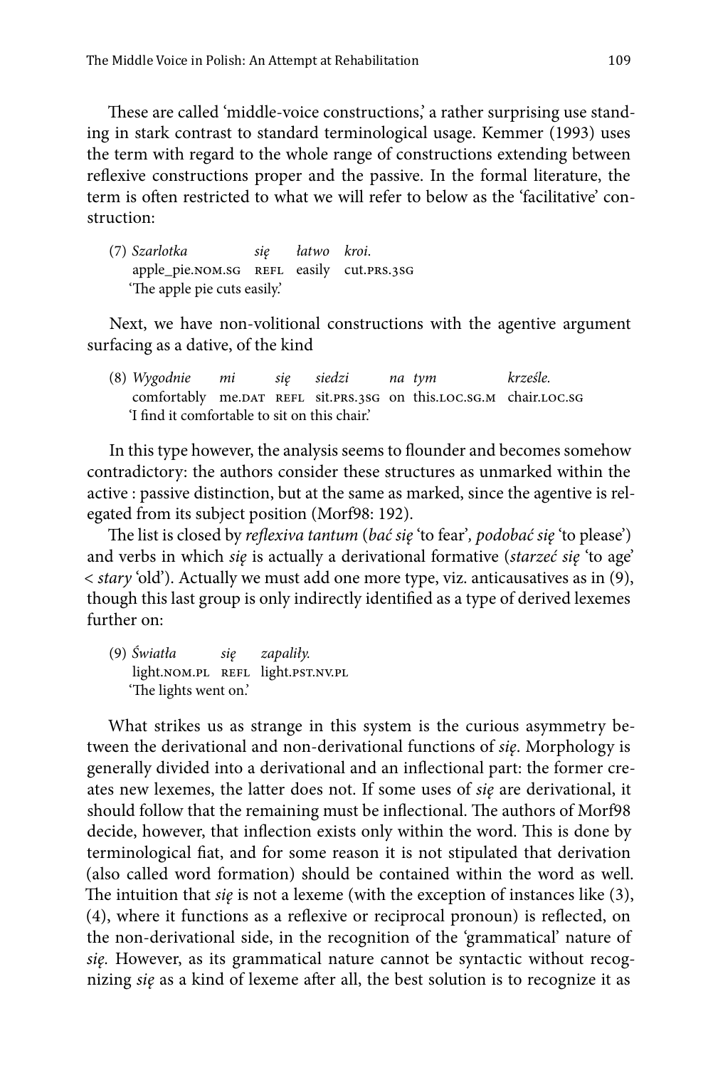These are called 'middle-voice constructions,' a rather surprising use standing in stark contrast to standard terminological usage. Kemmer (1993) uses the term with regard to the whole range of constructions extending between reflexive constructions proper and the passive. In the formal literature, the term is often restricted to what we will refer to below as the 'facilitative' construction:

(7) *Szarlotka* *się* *łatwo* *kroi.*
apple_pie.NOM.SG REFL easily cut.PRS.3SG
'The apple pie cuts easily.'

Next, we have non-volitional constructions with the agentive argument surfacing as a dative, of the kind

(8) *Wygodnie* *mi* *się* *siedzi* *na* *tym* *krześle.*
comfortably me.DAT REFL sit.PRS.3SG on this.LOC.SG.M chair.LOC.SG
'I find it comfortable to sit on this chair.'

In this type however, the analysis seems to flounder and becomes somehow contradictory: the authors consider these structures as unmarked within the active : passive distinction, but at the same as marked, since the agentive is relegated from its subject position (Morf98: 192).

The list is closed by *reflexiva tantum* (*bać się* 'to fear', *podobać się* 'to please') and verbs in which *się* is actually a derivational formative (*starzeć się* 'to age' < *stary* 'old'). Actually we must add one more type, viz. anticausatives as in (9), though this last group is only indirectly identified as a type of derived lexemes further on:

(9) *Światła* *się* *zapaliły.*
light.NOM.PL REFL light.PST.NV.PL
'The lights went on.'

What strikes us as strange in this system is the curious asymmetry between the derivational and non-derivational functions of *się*. Morphology is generally divided into a derivational and an inflectional part: the former creates new lexemes, the latter does not. If some uses of *się* are derivational, it should follow that the remaining must be inflectional. The authors of Morf98 decide, however, that inflection exists only within the word. This is done by terminological fiat, and for some reason it is not stipulated that derivation (also called word formation) should be contained within the word as well. The intuition that *się* is not a lexeme (with the exception of instances like (3), (4), where it functions as a reflexive or reciprocal pronoun) is reflected, on the non-derivational side, in the recognition of the 'grammatical' nature of *się*. However, as its grammatical nature cannot be syntactic without recognizing *się* as a kind of lexeme after all, the best solution is to recognize it as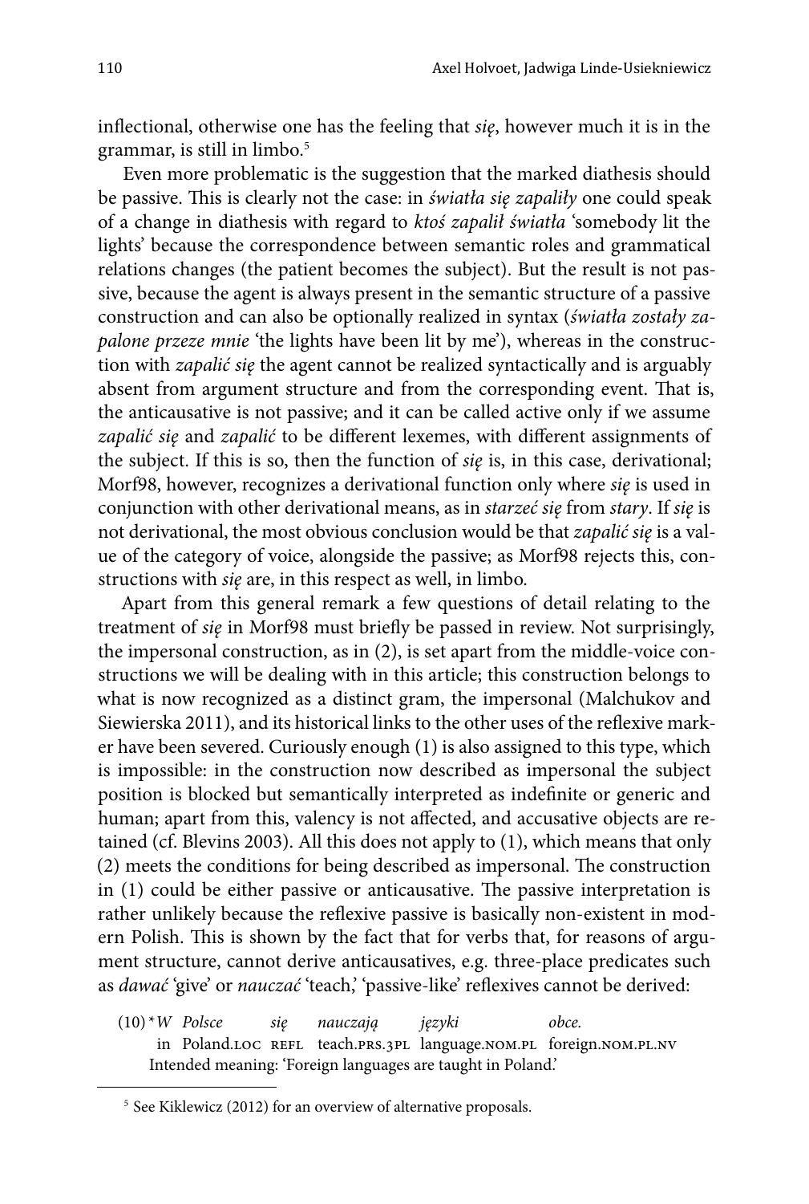inflectional, otherwise one has the feeling that *się*, however much it is in the grammar, is still in limbo.[5]

Even more problematic is the suggestion that the marked diathesis should be passive. This is clearly not the case: in *światła się zapaliły* one could speak of a change in diathesis with regard to *ktoś zapalił światła* 'somebody lit the lights' because the correspondence between semantic roles and grammatical relations changes (the patient becomes the subject). But the result is not passive, because the agent is always present in the semantic structure of a passive construction and can also be optionally realized in syntax (*światła zostały zapalone przeze mnie* 'the lights have been lit by me'), whereas in the construction with *zapalić się* the agent cannot be realized syntactically and is arguably absent from argument structure and from the corresponding event. That is, the anticausative is not passive; and it can be called active only if we assume *zapalić się* and *zapalić* to be different lexemes, with different assignments of the subject. If this is so, then the function of *się* is, in this case, derivational; Morf98, however, recognizes a derivational function only where *się* is used in conjunction with other derivational means, as in *starzeć się* from *stary*. If *się* is not derivational, the most obvious conclusion would be that *zapalić się* is a value of the category of voice, alongside the passive; as Morf98 rejects this, constructions with *się* are, in this respect as well, in limbo.

Apart from this general remark a few questions of detail relating to the treatment of *się* in Morf98 must briefly be passed in review. Not surprisingly, the impersonal construction, as in (2), is set apart from the middle-voice constructions we will be dealing with in this article; this construction belongs to what is now recognized as a distinct gram, the impersonal (Malchukov and Siewierska 2011), and its historical links to the other uses of the reflexive marker have been severed. Curiously enough (1) is also assigned to this type, which is impossible: in the construction now described as impersonal the subject position is blocked but semantically interpreted as indefinite or generic and human; apart from this, valency is not affected, and accusative objects are retained (cf. Blevins 2003). All this does not apply to (1), which means that only (2) meets the conditions for being described as impersonal. The construction in (1) could be either passive or anticausative. The passive interpretation is rather unlikely because the reflexive passive is basically non-existent in modern Polish. This is shown by the fact that for verbs that, for reasons of argument structure, cannot derive anticausatives, e.g. three-place predicates such as *dawać* 'give' or *nauczać* 'teach,' 'passive-like' reflexives cannot be derived:

(10) \**W Polsce się nauczają języki obce.*
in Poland.LOC REFL teach.PRS.3PL language.NOM.PL foreign.NOM.PL.NV
Intended meaning: 'Foreign languages are taught in Poland.'

---

[5] See Kiklewicz (2012) for an overview of alternative proposals.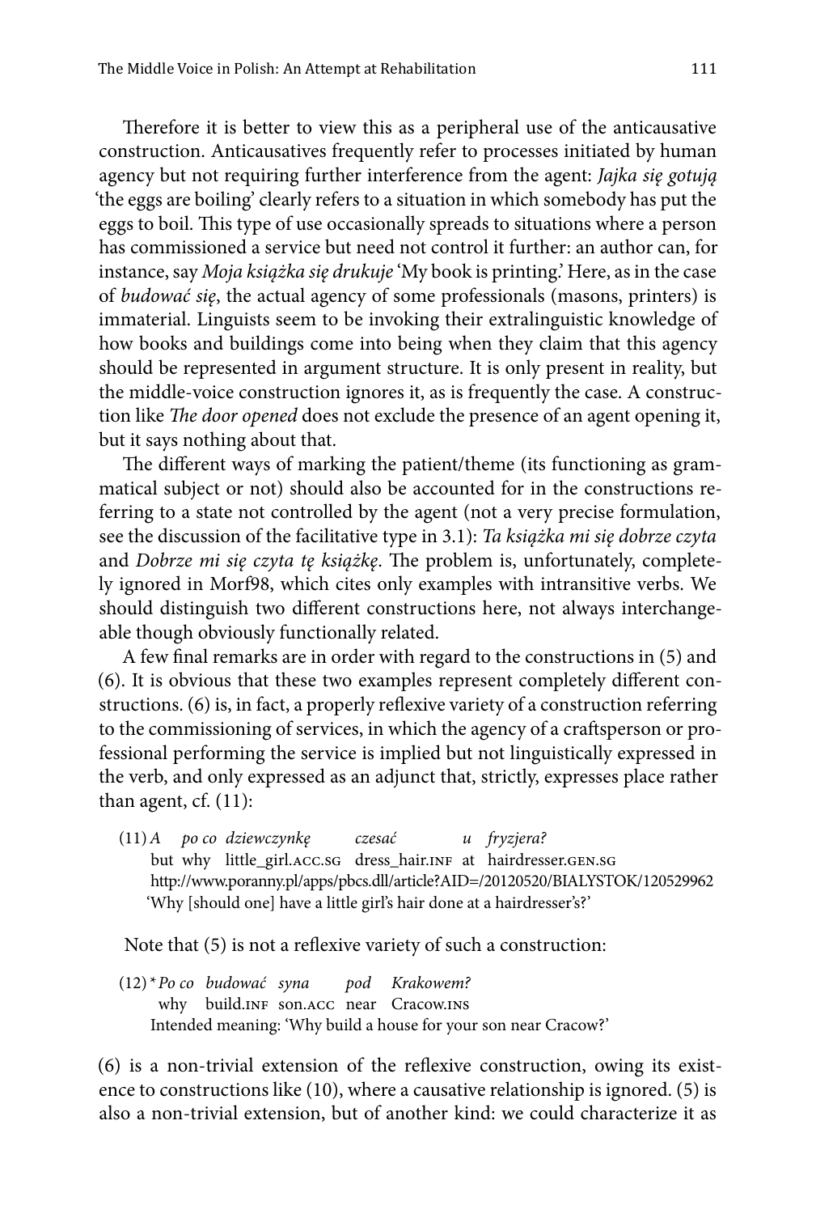Therefore it is better to view this as a peripheral use of the anticausative construction. Anticausatives frequently refer to processes initiated by human agency but not requiring further interference from the agent: *Jajka się gotują* 'the eggs are boiling' clearly refers to a situation in which somebody has put the eggs to boil. This type of use occasionally spreads to situations where a person has commissioned a service but need not control it further: an author can, for instance, say *Moja książka się drukuje* 'My book is printing.' Here, as in the case of *budować się*, the actual agency of some professionals (masons, printers) is immaterial. Linguists seem to be invoking their extralinguistic knowledge of how books and buildings come into being when they claim that this agency should be represented in argument structure. It is only present in reality, but the middle-voice construction ignores it, as is frequently the case. A construction like *The door opened* does not exclude the presence of an agent opening it, but it says nothing about that.

The different ways of marking the patient/theme (its functioning as grammatical subject or not) should also be accounted for in the constructions referring to a state not controlled by the agent (not a very precise formulation, see the discussion of the facilitative type in 3.1): *Ta książka mi się dobrze czyta* and *Dobrze mi się czyta tę książkę*. The problem is, unfortunately, completely ignored in Morf98, which cites only examples with intransitive verbs. We should distinguish two different constructions here, not always interchangeable though obviously functionally related.

A few final remarks are in order with regard to the constructions in (5) and (6). It is obvious that these two examples represent completely different constructions. (6) is, in fact, a properly reflexive variety of a construction referring to the commissioning of services, in which the agency of a craftsperson or professional performing the service is implied but not linguistically expressed in the verb, and only expressed as an adjunct that, strictly, expresses place rather than agent, cf. (11):

(11) *A po co dziewczynkę czesać u fryzjera?*
but why little_girl.ACC.SG dress_hair.INF at hairdresser.GEN.SG
http://www.poranny.pl/apps/pbcs.dll/article?AID=/20120520/BIALYSTOK/120529962
'Why [should one] have a little girl's hair done at a hairdresser's?'

Note that (5) is not a reflexive variety of such a construction:

(12) \* *Po co budować syna pod Krakowem?*
why build.INF son.ACC near Cracow.INS
Intended meaning: 'Why build a house for your son near Cracow?'

(6) is a non-trivial extension of the reflexive construction, owing its existence to constructions like (10), where a causative relationship is ignored. (5) is also a non-trivial extension, but of another kind: we could characterize it as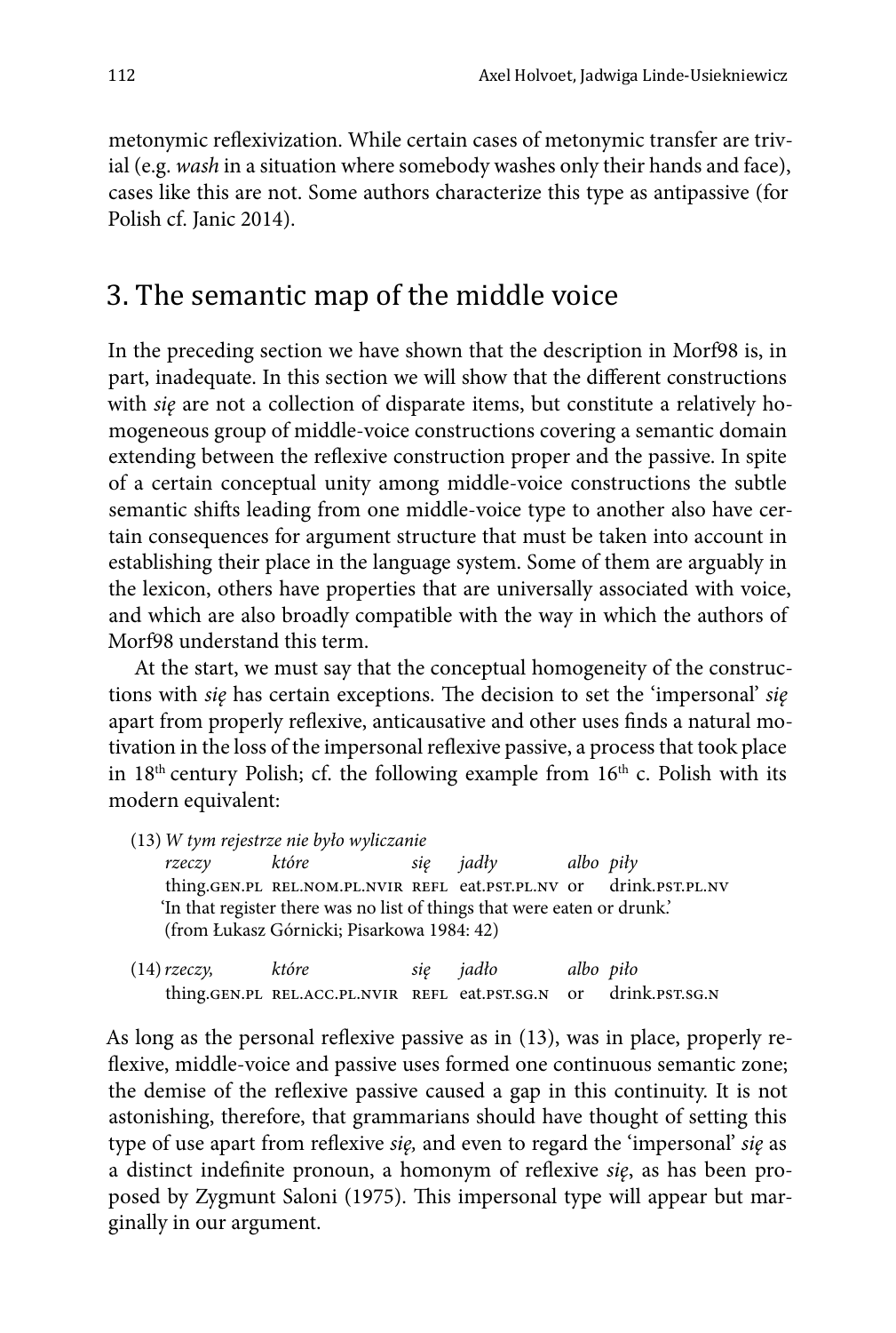metonymic reflexivization. While certain cases of metonymic transfer are trivial (e.g. *wash* in a situation where somebody washes only their hands and face), cases like this are not. Some authors characterize this type as antipassive (for Polish cf. Janic 2014).

## 3. The semantic map of the middle voice

In the preceding section we have shown that the description in Morf98 is, in part, inadequate. In this section we will show that the different constructions with *się* are not a collection of disparate items, but constitute a relatively homogeneous group of middle-voice constructions covering a semantic domain extending between the reflexive construction proper and the passive. In spite of a certain conceptual unity among middle-voice constructions the subtle semantic shifts leading from one middle-voice type to another also have certain consequences for argument structure that must be taken into account in establishing their place in the language system. Some of them are arguably in the lexicon, others have properties that are universally associated with voice, and which are also broadly compatible with the way in which the authors of Morf98 understand this term.

At the start, we must say that the conceptual homogeneity of the constructions with *się* has certain exceptions. The decision to set the 'impersonal' *się* apart from properly reflexive, anticausative and other uses finds a natural motivation in the loss of the impersonal reflexive passive, a process that took place in 18th century Polish; cf. the following example from 16th c. Polish with its modern equivalent:

(13) *W tym rejestrze nie było wyliczanie*
*rzeczy* *które* *się* *jadły* *albo* *piły*
thing.GEN.PL REL.NOM.PL.NVIR REFL eat.PST.PL.NV or drink.PST.PL.NV
'In that register there was no list of things that were eaten or drunk.'
(from Łukasz Górnicki; Pisarkowa 1984: 42)

(14) *rzeczy,* *które* *się* *jadło* *albo* *piło*
thing.GEN.PL REL.ACC.PL.NVIR REFL eat.PST.SG.N or drink.PST.SG.N

As long as the personal reflexive passive as in (13), was in place, properly reflexive, middle-voice and passive uses formed one continuous semantic zone; the demise of the reflexive passive caused a gap in this continuity. It is not astonishing, therefore, that grammarians should have thought of setting this type of use apart from reflexive *się,* and even to regard the 'impersonal' *się* as a distinct indefinite pronoun, a homonym of reflexive *się*, as has been proposed by Zygmunt Saloni (1975). This impersonal type will appear but marginally in our argument.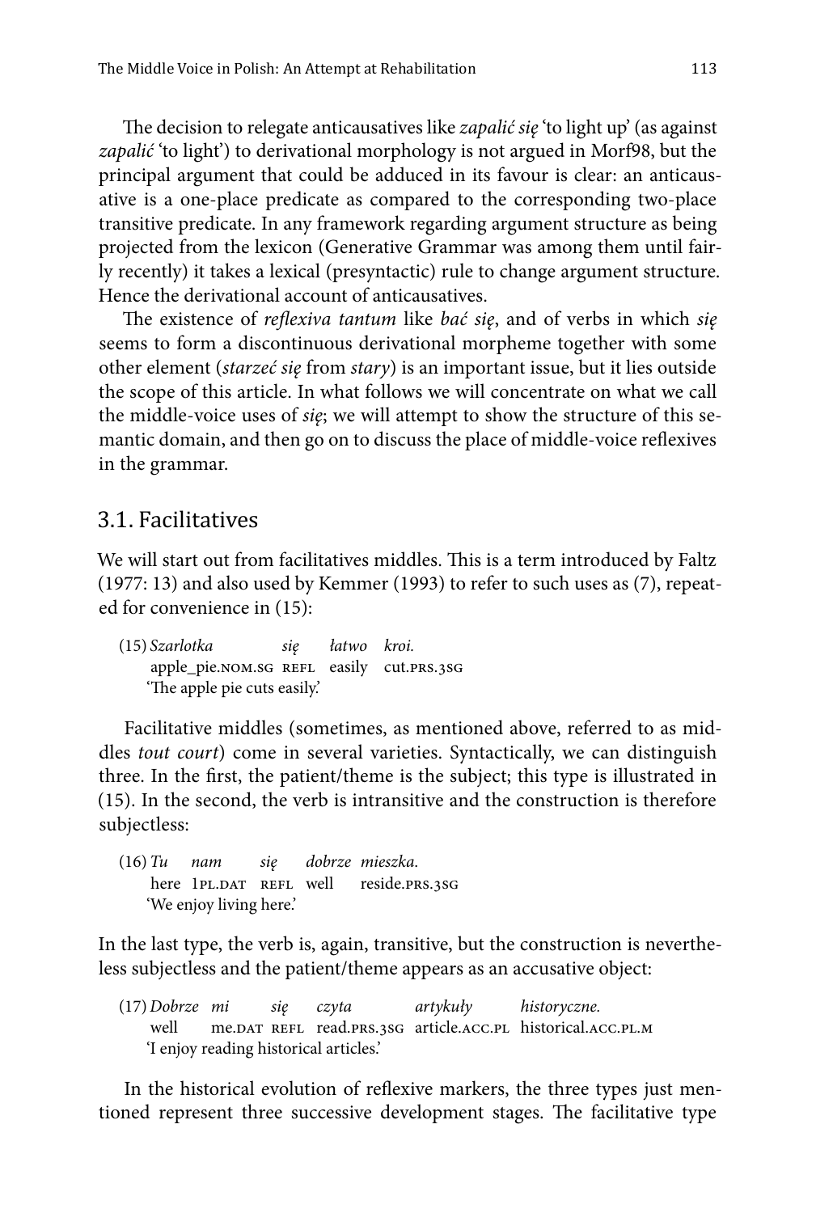The decision to relegate anticausatives like *zapalić się* 'to light up' (as against *zapalić* 'to light') to derivational morphology is not argued in Morf98, but the principal argument that could be adduced in its favour is clear: an anticausative is a one-place predicate as compared to the corresponding two-place transitive predicate. In any framework regarding argument structure as being projected from the lexicon (Generative Grammar was among them until fairly recently) it takes a lexical (presyntactic) rule to change argument structure. Hence the derivational account of anticausatives.

The existence of *reflexiva tantum* like *bać się*, and of verbs in which *się* seems to form a discontinuous derivational morpheme together with some other element (*starzeć się* from *stary*) is an important issue, but it lies outside the scope of this article. In what follows we will concentrate on what we call the middle-voice uses of *się*; we will attempt to show the structure of this semantic domain, and then go on to discuss the place of middle-voice reflexives in the grammar.

## 3.1. Facilitatives

We will start out from facilitatives middles. This is a term introduced by Faltz (1977: 13) and also used by Kemmer (1993) to refer to such uses as (7), repeated for convenience in (15):

(15) *Szarlotka się łatwo kroi.*
apple_pie.NOM.SG REFL easily cut.PRS.3SG
'The apple pie cuts easily.'

Facilitative middles (sometimes, as mentioned above, referred to as middles *tout court*) come in several varieties. Syntactically, we can distinguish three. In the first, the patient/theme is the subject; this type is illustrated in (15). In the second, the verb is intransitive and the construction is therefore subjectless:

(16) *Tu nam się dobrze mieszka.*
here 1PL.DAT REFL well reside.PRS.3SG
'We enjoy living here.'

In the last type, the verb is, again, transitive, but the construction is nevertheless subjectless and the patient/theme appears as an accusative object:

(17) *Dobrze mi się czyta artykuły historyczne.*
well me.DAT REFL read.PRS.3SG article.ACC.PL historical.ACC.PL.M
'I enjoy reading historical articles.'

In the historical evolution of reflexive markers, the three types just mentioned represent three successive development stages. The facilitative type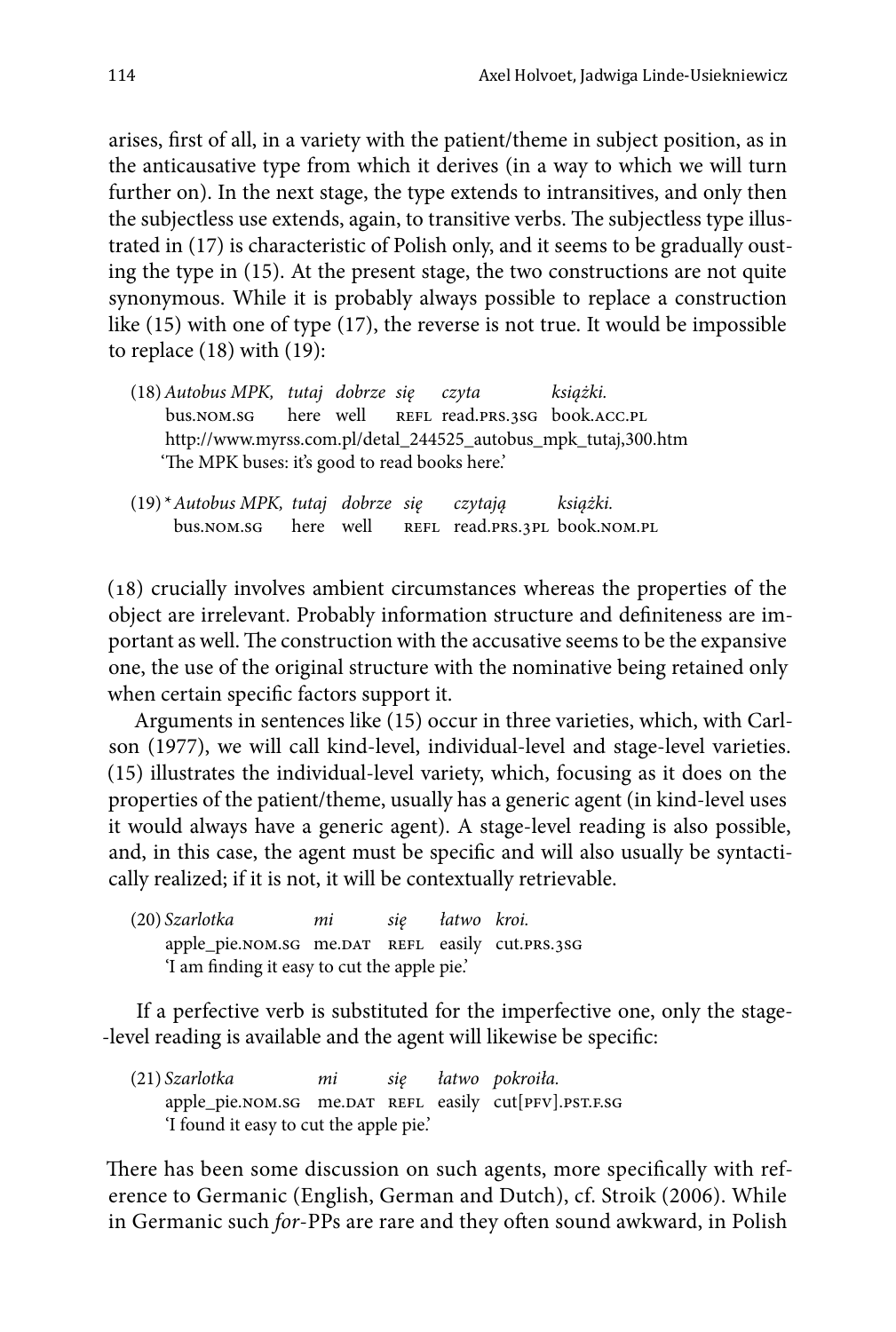arises, first of all, in a variety with the patient/theme in subject position, as in the anticausative type from which it derives (in a way to which we will turn further on). In the next stage, the type extends to intransitives, and only then the subjectless use extends, again, to transitive verbs. The subjectless type illustrated in (17) is characteristic of Polish only, and it seems to be gradually ousting the type in (15). At the present stage, the two constructions are not quite synonymous. While it is probably always possible to replace a construction like (15) with one of type (17), the reverse is not true. It would be impossible to replace (18) with (19):

(18) *Autobus MPK, tutaj dobrze się czyta książki.*
bus.NOM.SG here well REFL read.PRS.3SG book.ACC.PL
http://www.myrss.com.pl/detal_244525_autobus_mpk_tutaj,300.htm
'The MPK buses: it's good to read books here.'

(19) * *Autobus MPK, tutaj dobrze się czytają książki.*
bus.NOM.SG here well REFL read.PRS.3PL book.NOM.PL

(18) crucially involves ambient circumstances whereas the properties of the object are irrelevant. Probably information structure and definiteness are important as well. The construction with the accusative seems to be the expansive one, the use of the original structure with the nominative being retained only when certain specific factors support it.

Arguments in sentences like (15) occur in three varieties, which, with Carlson (1977), we will call kind-level, individual-level and stage-level varieties. (15) illustrates the individual-level variety, which, focusing as it does on the properties of the patient/theme, usually has a generic agent (in kind-level uses it would always have a generic agent). A stage-level reading is also possible, and, in this case, the agent must be specific and will also usually be syntactically realized; if it is not, it will be contextually retrievable.

(20) *Szarlotka mi się łatwo kroi.*
apple_pie.NOM.SG me.DAT REFL easily cut.PRS.3SG
'I am finding it easy to cut the apple pie.'

If a perfective verb is substituted for the imperfective one, only the stage-level reading is available and the agent will likewise be specific:

(21) *Szarlotka mi się łatwo pokroiła.*
apple_pie.NOM.SG me.DAT REFL easily cut[PFV].PST.F.SG
'I found it easy to cut the apple pie.'

There has been some discussion on such agents, more specifically with reference to Germanic (English, German and Dutch), cf. Stroik (2006). While in Germanic such *for*-PPs are rare and they often sound awkward, in Polish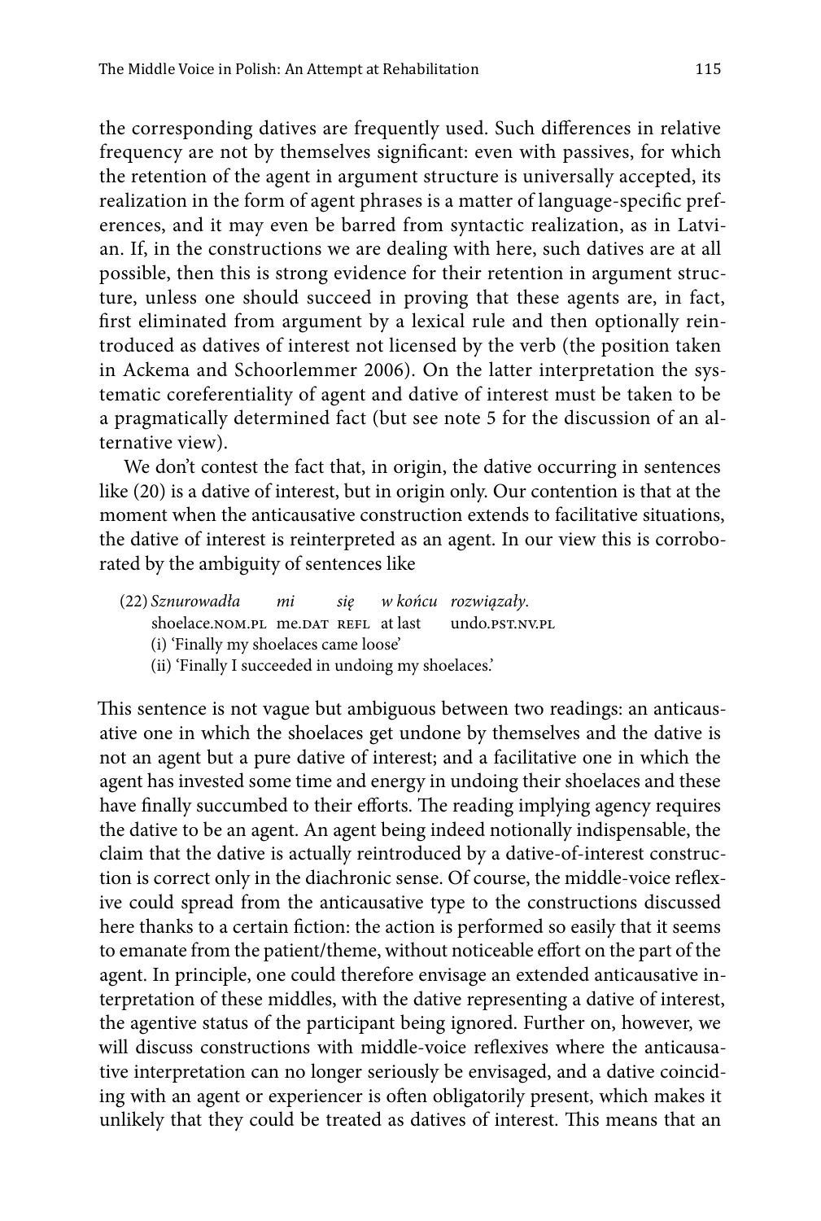the corresponding datives are frequently used. Such differences in relative frequency are not by themselves significant: even with passives, for which the retention of the agent in argument structure is universally accepted, its realization in the form of agent phrases is a matter of language-specific preferences, and it may even be barred from syntactic realization, as in Latvian. If, in the constructions we are dealing with here, such datives are at all possible, then this is strong evidence for their retention in argument structure, unless one should succeed in proving that these agents are, in fact, first eliminated from argument by a lexical rule and then optionally reintroduced as datives of interest not licensed by the verb (the position taken in Ackema and Schoorlemmer 2006). On the latter interpretation the systematic coreferentiality of agent and dative of interest must be taken to be a pragmatically determined fact (but see note 5 for the discussion of an alternative view).

We don't contest the fact that, in origin, the dative occurring in sentences like (20) is a dative of interest, but in origin only. Our contention is that at the moment when the anticausative construction extends to facilitative situations, the dative of interest is reinterpreted as an agent. In our view this is corroborated by the ambiguity of sentences like

(22) *Sznurowadła mi się w końcu rozwiązały.*
shoelace.NOM.PL me.DAT REFL at last undo.PST.NV.PL
(i) 'Finally my shoelaces came loose'
(ii) 'Finally I succeeded in undoing my shoelaces.'

This sentence is not vague but ambiguous between two readings: an anticausative one in which the shoelaces get undone by themselves and the dative is not an agent but a pure dative of interest; and a facilitative one in which the agent has invested some time and energy in undoing their shoelaces and these have finally succumbed to their efforts. The reading implying agency requires the dative to be an agent. An agent being indeed notionally indispensable, the claim that the dative is actually reintroduced by a dative-of-interest construction is correct only in the diachronic sense. Of course, the middle-voice reflexive could spread from the anticausative type to the constructions discussed here thanks to a certain fiction: the action is performed so easily that it seems to emanate from the patient/theme, without noticeable effort on the part of the agent. In principle, one could therefore envisage an extended anticausative interpretation of these middles, with the dative representing a dative of interest, the agentive status of the participant being ignored. Further on, however, we will discuss constructions with middle-voice reflexives where the anticausative interpretation can no longer seriously be envisaged, and a dative coinciding with an agent or experiencer is often obligatorily present, which makes it unlikely that they could be treated as datives of interest. This means that an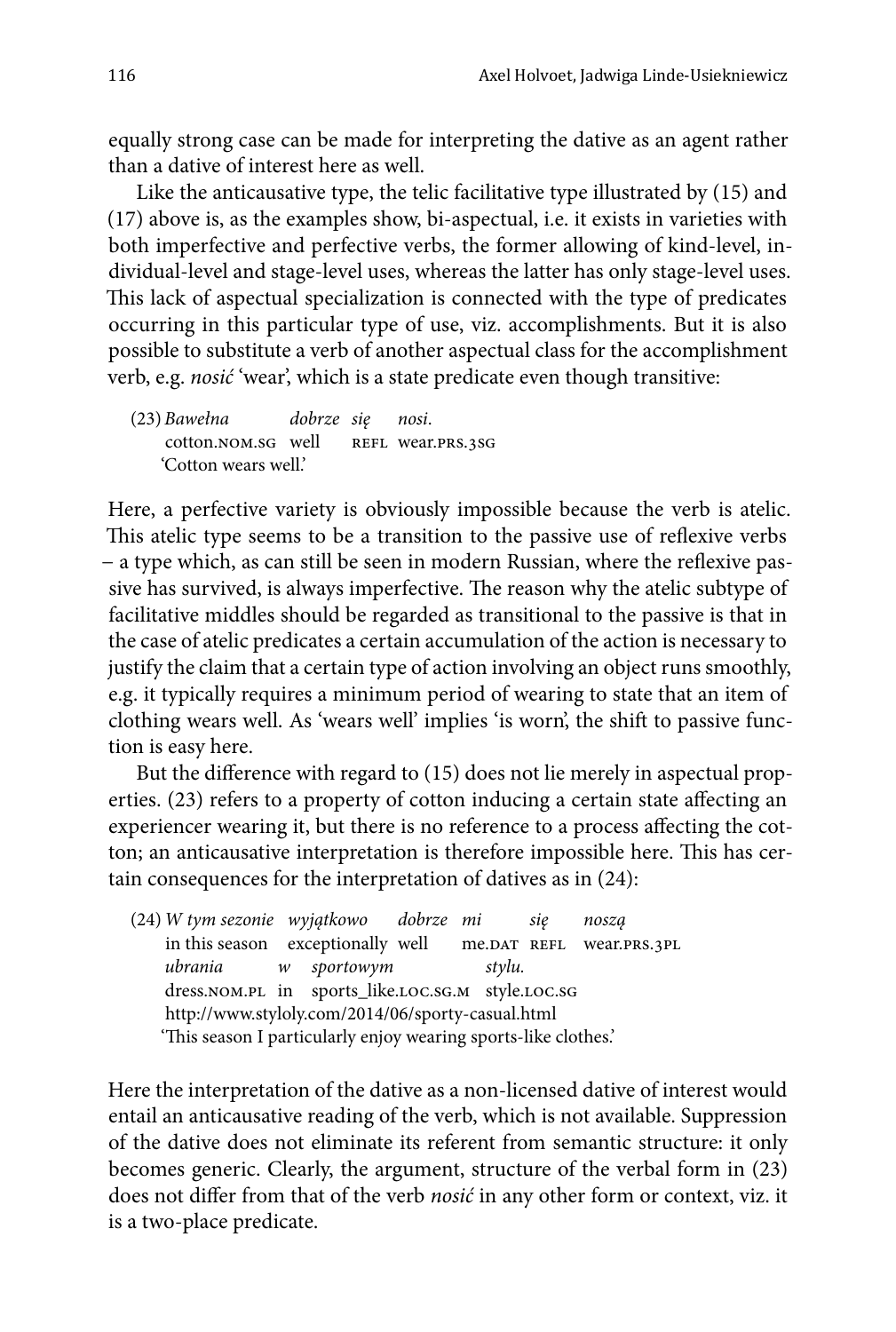equally strong case can be made for interpreting the dative as an agent rather than a dative of interest here as well.

Like the anticausative type, the telic facilitative type illustrated by (15) and (17) above is, as the examples show, bi-aspectual, i.e. it exists in varieties with both imperfective and perfective verbs, the former allowing of kind-level, individual-level and stage-level uses, whereas the latter has only stage-level uses. This lack of aspectual specialization is connected with the type of predicates occurring in this particular type of use, viz. accomplishments. But it is also possible to substitute a verb of another aspectual class for the accomplishment verb, e.g. *nosić* 'wear', which is a state predicate even though transitive:

(23) *Bawełna* *dobrze* *się* *nosi.*
cotton.NOM.SG well REFL wear.PRS.3SG
'Cotton wears well.'

Here, a perfective variety is obviously impossible because the verb is atelic. This atelic type seems to be a transition to the passive use of reflexive verbs – a type which, as can still be seen in modern Russian, where the reflexive passive has survived, is always imperfective. The reason why the atelic subtype of facilitative middles should be regarded as transitional to the passive is that in the case of atelic predicates a certain accumulation of the action is necessary to justify the claim that a certain type of action involving an object runs smoothly, e.g. it typically requires a minimum period of wearing to state that an item of clothing wears well. As 'wears well' implies 'is worn', the shift to passive function is easy here.

But the difference with regard to (15) does not lie merely in aspectual properties. (23) refers to a property of cotton inducing a certain state affecting an experiencer wearing it, but there is no reference to a process affecting the cotton; an anticausative interpretation is therefore impossible here. This has certain consequences for the interpretation of datives as in (24):

(24) *W tym sezonie* *wyjątkowo* *dobrze* *mi* *się* *noszą*
in this season exceptionally well me.DAT REFL wear.PRS.3PL
*ubrania* *w* *sportowym* *stylu.*
dress.NOM.PL in sports_like.LOC.SG.M style.LOC.SG
http://www.styloly.com/2014/06/sporty-casual.html
'This season I particularly enjoy wearing sports-like clothes.'

Here the interpretation of the dative as a non-licensed dative of interest would entail an anticausative reading of the verb, which is not available. Suppression of the dative does not eliminate its referent from semantic structure: it only becomes generic. Clearly, the argument, structure of the verbal form in (23) does not differ from that of the verb *nosić* in any other form or context, viz. it is a two-place predicate.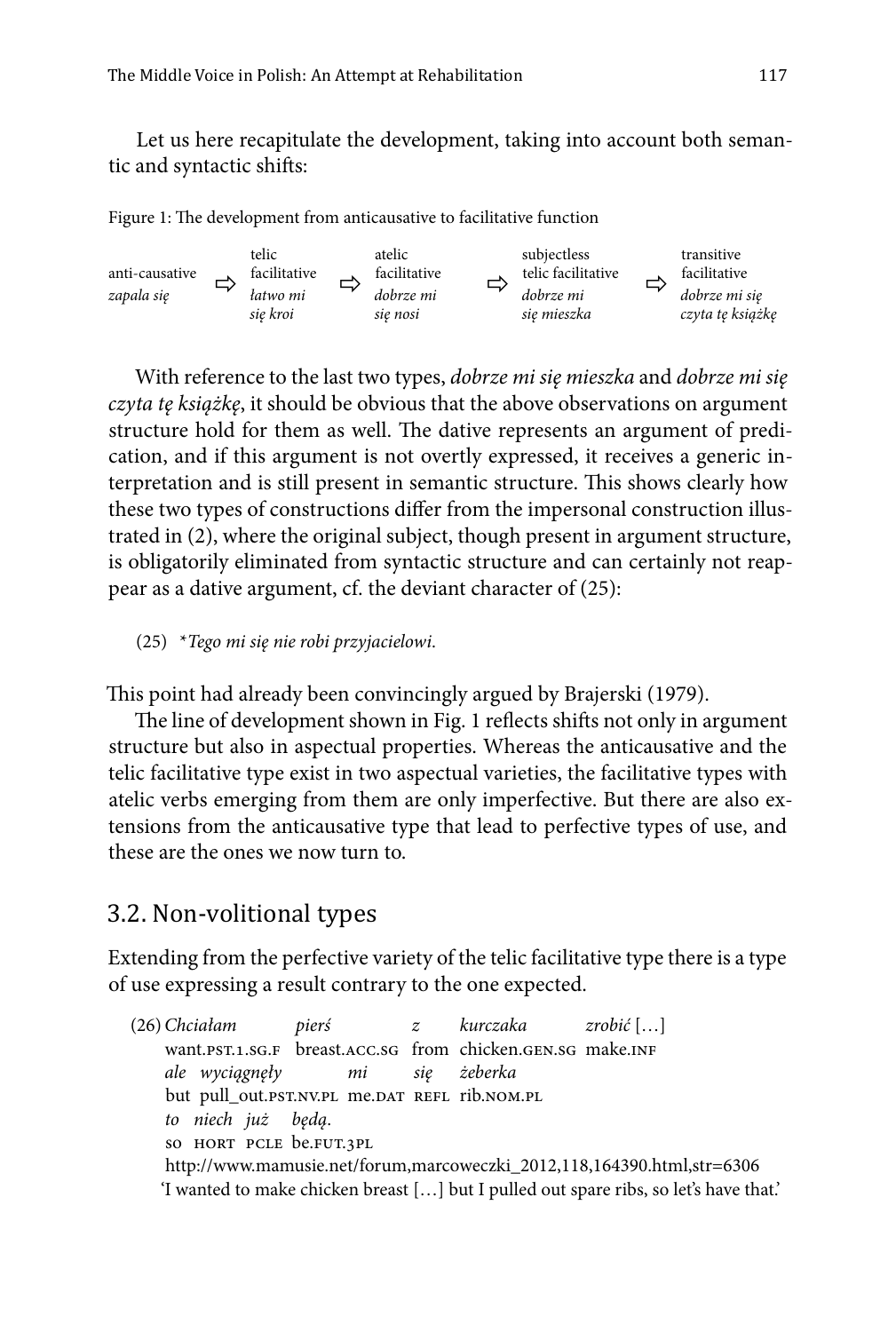Let us here recapitulate the development, taking into account both semantic and syntactic shifts:

Figure 1: The development from anticausative to facilitative function

| anti-causative | | telic facilitative | | atelic facilitative | | subjectless telic facilitative | | transitive facilitative |
|---|---|---|---|---|---|---|---|---|
| *zapala się* | ⇨ | *łatwo mi się kroi* | ⇨ | *dobrze mi się nosi* | ⇨ | *dobrze mi się mieszka* | ⇨ | *dobrze mi się czyta tę książkę* |

With reference to the last two types, *dobrze mi się mieszka* and *dobrze mi się czyta tę książkę*, it should be obvious that the above observations on argument structure hold for them as well. The dative represents an argument of predication, and if this argument is not overtly expressed, it receives a generic interpretation and is still present in semantic structure. This shows clearly how these two types of constructions differ from the impersonal construction illustrated in (2), where the original subject, though present in argument structure, is obligatorily eliminated from syntactic structure and can certainly not reappear as a dative argument, cf. the deviant character of (25):

(25) \**Tego mi się nie robi przyjacielowi.*

This point had already been convincingly argued by Brajerski (1979).

The line of development shown in Fig. 1 reflects shifts not only in argument structure but also in aspectual properties. Whereas the anticausative and the telic facilitative type exist in two aspectual varieties, the facilitative types with atelic verbs emerging from them are only imperfective. But there are also extensions from the anticausative type that lead to perfective types of use, and these are the ones we now turn to.

## 3.2. Non-volitional types

Extending from the perfective variety of the telic facilitative type there is a type of use expressing a result contrary to the one expected.

(26) *Chciałam pierś z kurczaka zrobić* […]
want.PST.1.SG.F breast.ACC.SG from chicken.GEN.SG make.INF
*ale wyciągnęły mi się żeberka*
but pull_out.PST.NV.PL me.DAT REFL rib.NOM.PL
*to niech już będą.*
so HORT PCLE be.FUT.3PL
http://www.mamusie.net/forum,marcoweczki_2012,118,164390.html,str=6306
'I wanted to make chicken breast […] but I pulled out spare ribs, so let's have that.'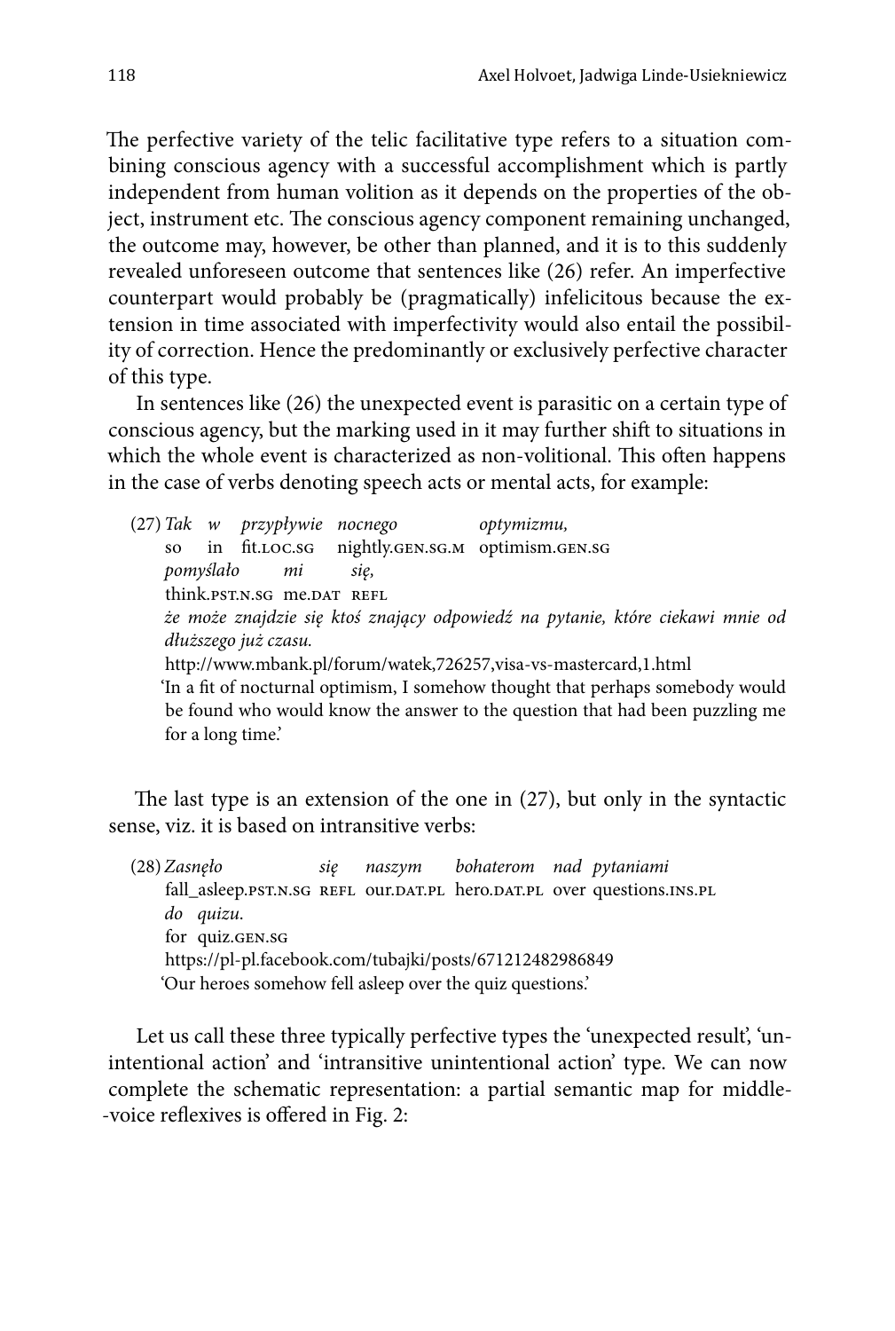The perfective variety of the telic facilitative type refers to a situation combining conscious agency with a successful accomplishment which is partly independent from human volition as it depends on the properties of the object, instrument etc. The conscious agency component remaining unchanged, the outcome may, however, be other than planned, and it is to this suddenly revealed unforeseen outcome that sentences like (26) refer. An imperfective counterpart would probably be (pragmatically) infelicitous because the extension in time associated with imperfectivity would also entail the possibility of correction. Hence the predominantly or exclusively perfective character of this type.

In sentences like (26) the unexpected event is parasitic on a certain type of conscious agency, but the marking used in it may further shift to situations in which the whole event is characterized as non-volitional. This often happens in the case of verbs denoting speech acts or mental acts, for example:

(27) *Tak w przypływie nocnego optymizmu,*
so in fit.LOC.SG nightly.GEN.SG.M optimism.GEN.SG
*pomyślało mi się,*
think.PST.N.SG me.DAT REFL
*że może znajdzie się ktoś znający odpowiedź na pytanie, które ciekawi mnie od dłuższego już czasu.*
http://www.mbank.pl/forum/watek,726257,visa-vs-mastercard,1.html
'In a fit of nocturnal optimism, I somehow thought that perhaps somebody would be found who would know the answer to the question that had been puzzling me for a long time.'

The last type is an extension of the one in (27), but only in the syntactic sense, viz. it is based on intransitive verbs:

(28) *Zasnęło się naszym bohaterom nad pytaniami*
fall_asleep.PST.N.SG REFL our.DAT.PL hero.DAT.PL over questions.INS.PL
*do quizu.*
for quiz.GEN.SG
https://pl-pl.facebook.com/tubajki/posts/671212482986849
'Our heroes somehow fell asleep over the quiz questions.'

Let us call these three typically perfective types the 'unexpected result', 'unintentional action' and 'intransitive unintentional action' type. We can now complete the schematic representation: a partial semantic map for middle-voice reflexives is offered in Fig. 2: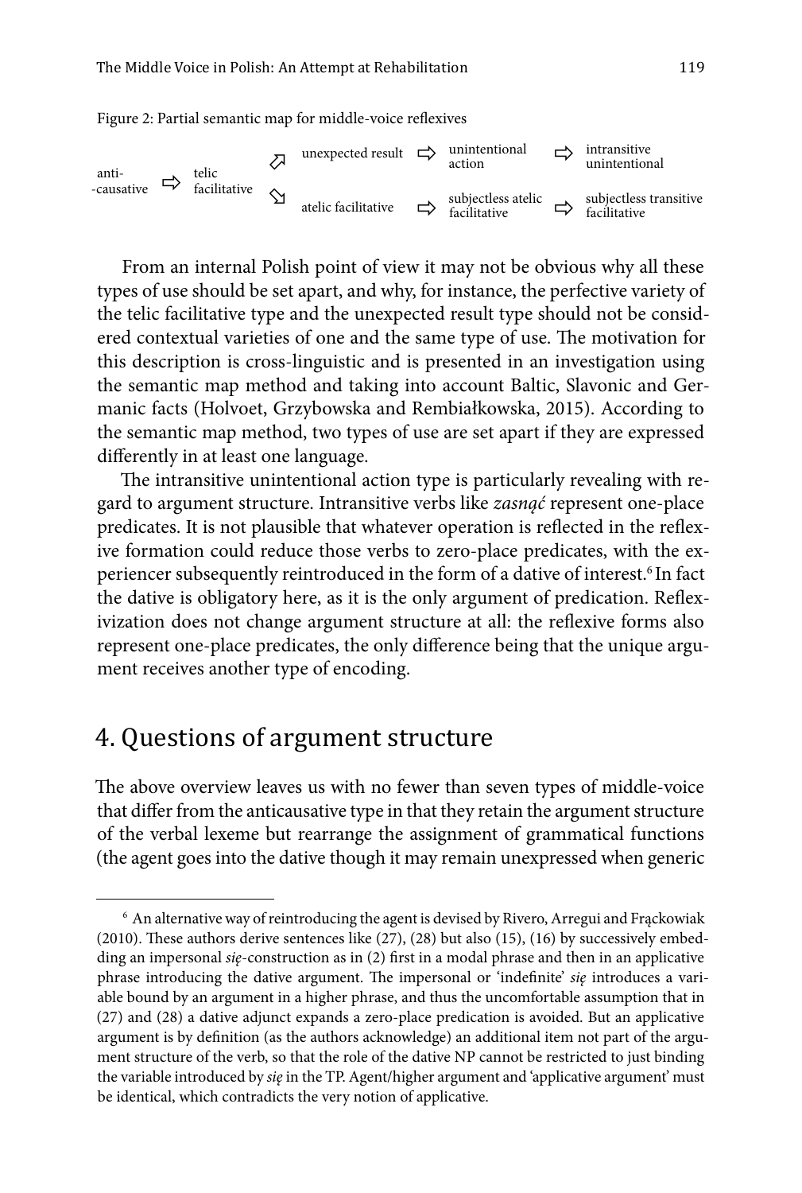Figure 2: Partial semantic map for middle-voice reflexives

anti-causative ⇨ telic facilitative ⇗ unexpected result ⇨ unintentional action ⇨ intransitive unintentional

anti-causative ⇨ telic facilitative ⇘ atelic facilitative ⇨ subjectless atelic facilitative ⇨ subjectless transitive facilitative

From an internal Polish point of view it may not be obvious why all these types of use should be set apart, and why, for instance, the perfective variety of the telic facilitative type and the unexpected result type should not be considered contextual varieties of one and the same type of use. The motivation for this description is cross-linguistic and is presented in an investigation using the semantic map method and taking into account Baltic, Slavonic and Germanic facts (Holvoet, Grzybowska and Rembiałkowska, 2015). According to the semantic map method, two types of use are set apart if they are expressed differently in at least one language.

The intransitive unintentional action type is particularly revealing with regard to argument structure. Intransitive verbs like *zasnąć* represent one-place predicates. It is not plausible that whatever operation is reflected in the reflexive formation could reduce those verbs to zero-place predicates, with the experiencer subsequently reintroduced in the form of a dative of interest.[6] In fact the dative is obligatory here, as it is the only argument of predication. Reflexivization does not change argument structure at all: the reflexive forms also represent one-place predicates, the only difference being that the unique argument receives another type of encoding.

## 4. Questions of argument structure

The above overview leaves us with no fewer than seven types of middle-voice that differ from the anticausative type in that they retain the argument structure of the verbal lexeme but rearrange the assignment of grammatical functions (the agent goes into the dative though it may remain unexpressed when generic

---

[6] An alternative way of reintroducing the agent is devised by Rivero, Arregui and Frąckowiak (2010). These authors derive sentences like (27), (28) but also (15), (16) by successively embedding an impersonal *się*-construction as in (2) first in a modal phrase and then in an applicative phrase introducing the dative argument. The impersonal or 'indefinite' *się* introduces a variable bound by an argument in a higher phrase, and thus the uncomfortable assumption that in (27) and (28) a dative adjunct expands a zero-place predication is avoided. But an applicative argument is by definition (as the authors acknowledge) an additional item not part of the argument structure of the verb, so that the role of the dative NP cannot be restricted to just binding the variable introduced by *się* in the TP. Agent/higher argument and 'applicative argument' must be identical, which contradicts the very notion of applicative.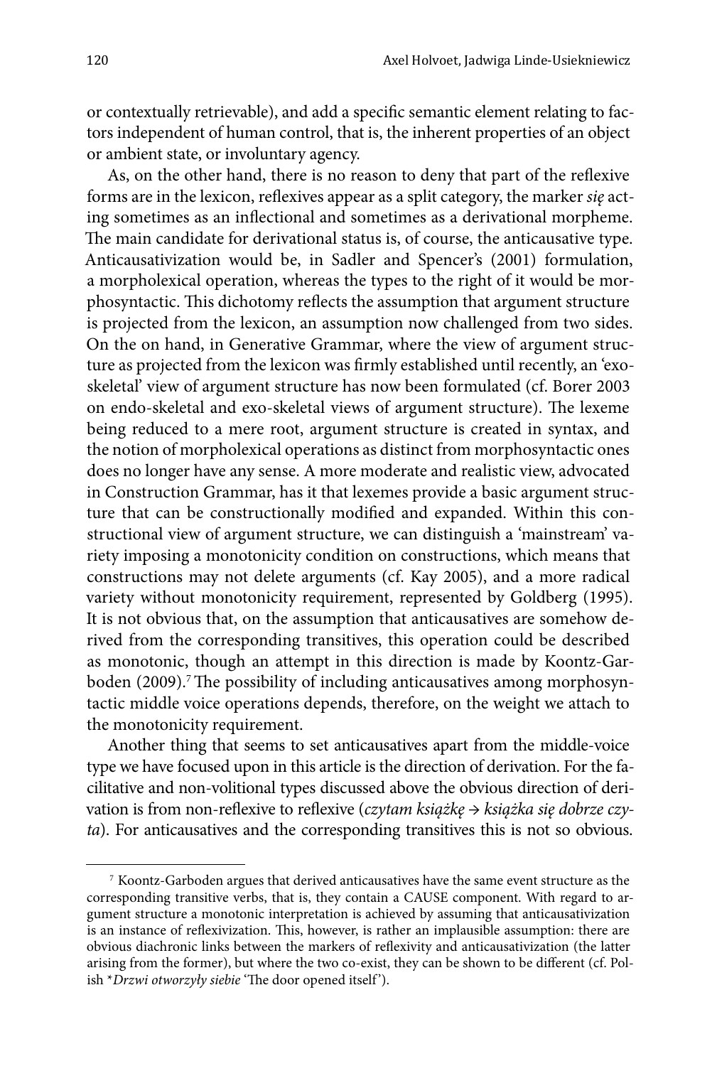or contextually retrievable), and add a specific semantic element relating to factors independent of human control, that is, the inherent properties of an object or ambient state, or involuntary agency.

As, on the other hand, there is no reason to deny that part of the reflexive forms are in the lexicon, reflexives appear as a split category, the marker *się* acting sometimes as an inflectional and sometimes as a derivational morpheme. The main candidate for derivational status is, of course, the anticausative type. Anticausativization would be, in Sadler and Spencer's (2001) formulation, a morpholexical operation, whereas the types to the right of it would be morphosyntactic. This dichotomy reflects the assumption that argument structure is projected from the lexicon, an assumption now challenged from two sides. On the on hand, in Generative Grammar, where the view of argument structure as projected from the lexicon was firmly established until recently, an 'exo-skeletal' view of argument structure has now been formulated (cf. Borer 2003 on endo-skeletal and exo-skeletal views of argument structure). The lexeme being reduced to a mere root, argument structure is created in syntax, and the notion of morpholexical operations as distinct from morphosyntactic ones does no longer have any sense. A more moderate and realistic view, advocated in Construction Grammar, has it that lexemes provide a basic argument structure that can be constructionally modified and expanded. Within this constructional view of argument structure, we can distinguish a 'mainstream' variety imposing a monotonicity condition on constructions, which means that constructions may not delete arguments (cf. Kay 2005), and a more radical variety without monotonicity requirement, represented by Goldberg (1995). It is not obvious that, on the assumption that anticausatives are somehow derived from the corresponding transitives, this operation could be described as monotonic, though an attempt in this direction is made by Koontz-Garboden (2009).[7] The possibility of including anticausatives among morphosyntactic middle voice operations depends, therefore, on the weight we attach to the monotonicity requirement.

Another thing that seems to set anticausatives apart from the middle-voice type we have focused upon in this article is the direction of derivation. For the facilitative and non-volitional types discussed above the obvious direction of derivation is from non-reflexive to reflexive (*czytam książkę* → *książka się dobrze czyta*). For anticausatives and the corresponding transitives this is not so obvious.

---

[7] Koontz-Garboden argues that derived anticausatives have the same event structure as the corresponding transitive verbs, that is, they contain a CAUSE component. With regard to argument structure a monotonic interpretation is achieved by assuming that anticausativization is an instance of reflexivization. This, however, is rather an implausible assumption: there are obvious diachronic links between the markers of reflexivity and anticausativization (the latter arising from the former), but where the two co-exist, they can be shown to be different (cf. Polish \**Drzwi otworzyły siebie* 'The door opened itself').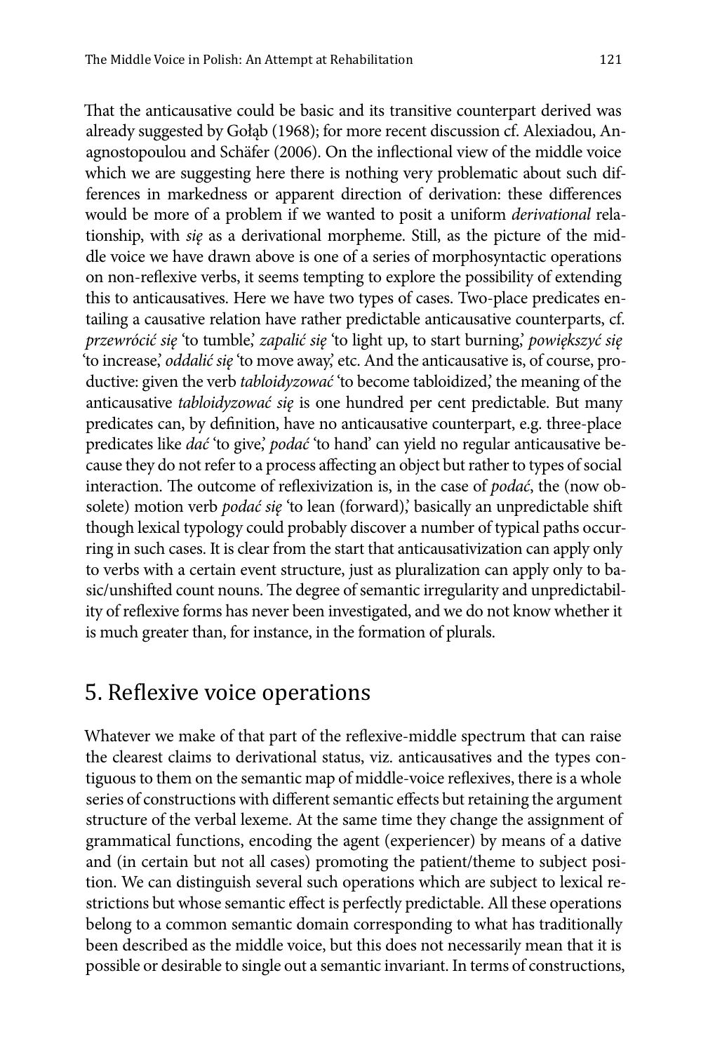That the anticausative could be basic and its transitive counterpart derived was already suggested by Gołąb (1968); for more recent discussion cf. Alexiadou, Anagnostopoulou and Schäfer (2006). On the inflectional view of the middle voice which we are suggesting here there is nothing very problematic about such differences in markedness or apparent direction of derivation: these differences would be more of a problem if we wanted to posit a uniform *derivational* relationship, with *się* as a derivational morpheme. Still, as the picture of the middle voice we have drawn above is one of a series of morphosyntactic operations on non-reflexive verbs, it seems tempting to explore the possibility of extending this to anticausatives. Here we have two types of cases. Two-place predicates entailing a causative relation have rather predictable anticausative counterparts, cf. *przewrócić się* 'to tumble,' *zapalić się* 'to light up, to start burning,' *powiększyć się* 'to increase,' *oddalić się* 'to move away,' etc. And the anticausative is, of course, productive: given the verb *tabloidyzować* 'to become tabloidized,' the meaning of the anticausative *tabloidyzować się* is one hundred per cent predictable. But many predicates can, by definition, have no anticausative counterpart, e.g. three-place predicates like *dać* 'to give,' *podać* 'to hand' can yield no regular anticausative because they do not refer to a process affecting an object but rather to types of social interaction. The outcome of reflexivization is, in the case of *podać*, the (now obsolete) motion verb *podać się* 'to lean (forward),' basically an unpredictable shift though lexical typology could probably discover a number of typical paths occurring in such cases. It is clear from the start that anticausativization can apply only to verbs with a certain event structure, just as pluralization can apply only to basic/unshifted count nouns. The degree of semantic irregularity and unpredictability of reflexive forms has never been investigated, and we do not know whether it is much greater than, for instance, in the formation of plurals.

## 5. Reflexive voice operations

Whatever we make of that part of the reflexive-middle spectrum that can raise the clearest claims to derivational status, viz. anticausatives and the types contiguous to them on the semantic map of middle-voice reflexives, there is a whole series of constructions with different semantic effects but retaining the argument structure of the verbal lexeme. At the same time they change the assignment of grammatical functions, encoding the agent (experiencer) by means of a dative and (in certain but not all cases) promoting the patient/theme to subject position. We can distinguish several such operations which are subject to lexical restrictions but whose semantic effect is perfectly predictable. All these operations belong to a common semantic domain corresponding to what has traditionally been described as the middle voice, but this does not necessarily mean that it is possible or desirable to single out a semantic invariant. In terms of constructions,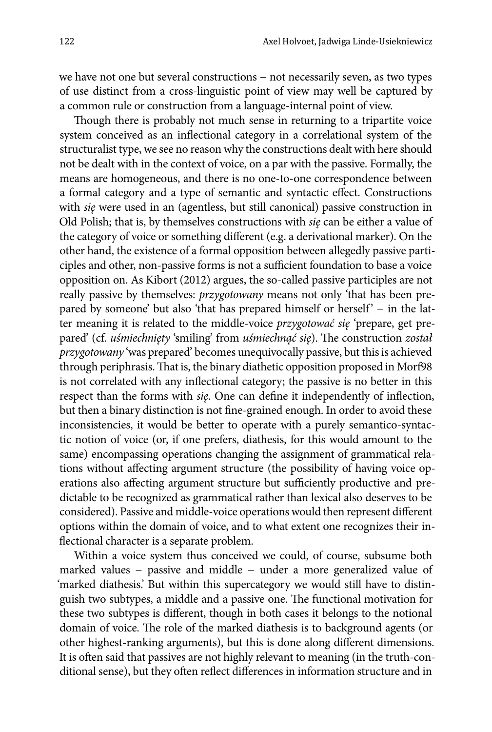we have not one but several constructions – not necessarily seven, as two types of use distinct from a cross-linguistic point of view may well be captured by a common rule or construction from a language-internal point of view.

Though there is probably not much sense in returning to a tripartite voice system conceived as an inflectional category in a correlational system of the structuralist type, we see no reason why the constructions dealt with here should not be dealt with in the context of voice, on a par with the passive. Formally, the means are homogeneous, and there is no one-to-one correspondence between a formal category and a type of semantic and syntactic effect. Constructions with *się* were used in an (agentless, but still canonical) passive construction in Old Polish; that is, by themselves constructions with *się* can be either a value of the category of voice or something different (e.g. a derivational marker). On the other hand, the existence of a formal opposition between allegedly passive participles and other, non-passive forms is not a sufficient foundation to base a voice opposition on. As Kibort (2012) argues, the so-called passive participles are not really passive by themselves: *przygotowany* means not only 'that has been prepared by someone' but also 'that has prepared himself or herself' – in the latter meaning it is related to the middle-voice *przygotować się* 'prepare, get prepared' (cf. *uśmiechnięty* 'smiling' from *uśmiechnąć się*). The construction *został przygotowany* 'was prepared' becomes unequivocally passive, but this is achieved through periphrasis. That is, the binary diathetic opposition proposed in Morf98 is not correlated with any inflectional category; the passive is no better in this respect than the forms with *się*. One can define it independently of inflection, but then a binary distinction is not fine-grained enough. In order to avoid these inconsistencies, it would be better to operate with a purely semantico-syntactic notion of voice (or, if one prefers, diathesis, for this would amount to the same) encompassing operations changing the assignment of grammatical relations without affecting argument structure (the possibility of having voice operations also affecting argument structure but sufficiently productive and predictable to be recognized as grammatical rather than lexical also deserves to be considered). Passive and middle-voice operations would then represent different options within the domain of voice, and to what extent one recognizes their inflectional character is a separate problem.

Within a voice system thus conceived we could, of course, subsume both marked values – passive and middle – under a more generalized value of 'marked diathesis.' But within this supercategory we would still have to distinguish two subtypes, a middle and a passive one. The functional motivation for these two subtypes is different, though in both cases it belongs to the notional domain of voice. The role of the marked diathesis is to background agents (or other highest-ranking arguments), but this is done along different dimensions. It is often said that passives are not highly relevant to meaning (in the truth-conditional sense), but they often reflect differences in information structure and in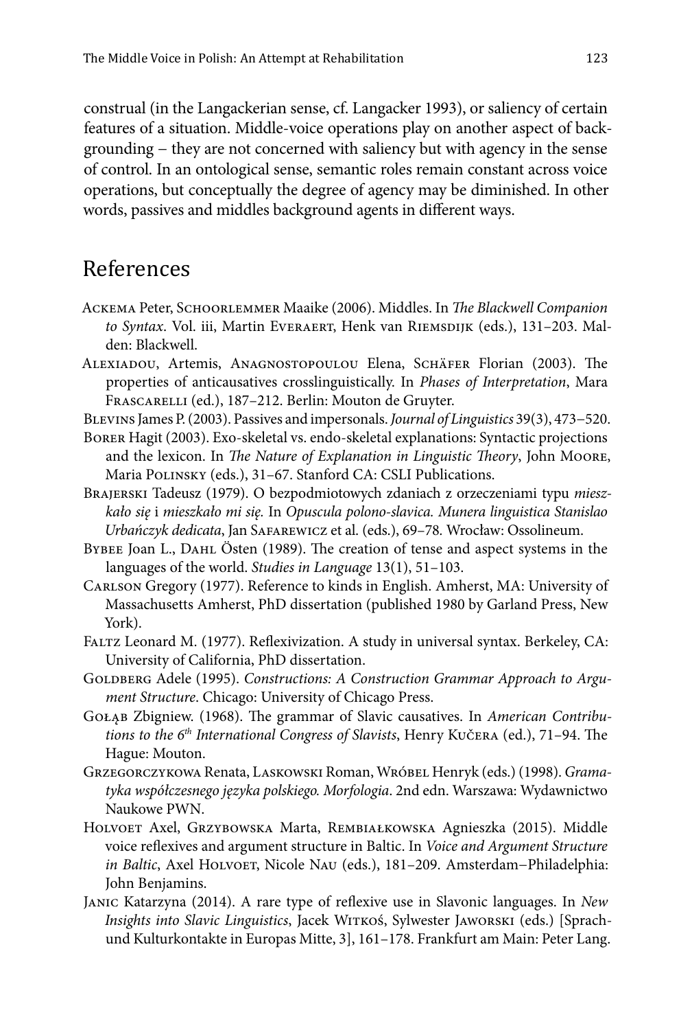construal (in the Langackerian sense, cf. Langacker 1993), or saliency of certain features of a situation. Middle-voice operations play on another aspect of backgrounding – they are not concerned with saliency but with agency in the sense of control. In an ontological sense, semantic roles remain constant across voice operations, but conceptually the degree of agency may be diminished. In other words, passives and middles background agents in different ways.

## References

Ackema Peter, Schoorlemmer Maaike (2006). Middles. In *The Blackwell Companion to Syntax*. Vol. iii, Martin Everaert, Henk van Riemsdijk (eds.), 131–203. Malden: Blackwell.

Alexiadou, Artemis, Anagnostopoulou Elena, Schäfer Florian (2003). The properties of anticausatives crosslinguistically. In *Phases of Interpretation*, Mara Frascarelli (ed.), 187–212. Berlin: Mouton de Gruyter.

Blevins James P. (2003). Passives and impersonals. *Journal of Linguistics* 39(3), 473–520.

Borer Hagit (2003). Exo-skeletal vs. endo-skeletal explanations: Syntactic projections and the lexicon. In *The Nature of Explanation in Linguistic Theory*, John Moore, Maria Polinsky (eds.), 31–67. Stanford CA: CSLI Publications.

Brajerski Tadeusz (1979). O bezpodmiotowych zdaniach z orzeczeniami typu *mieszkało się* i *mieszkało mi się.* In *Opuscula polono-slavica. Munera linguistica Stanislao Urbańczyk dedicata*, Jan Safarewicz et al. (eds.), 69–78. Wrocław: Ossolineum.

Bybee Joan L., Dahl Östen (1989). The creation of tense and aspect systems in the languages of the world. *Studies in Language* 13(1), 51–103.

Carlson Gregory (1977). Reference to kinds in English. Amherst, MA: University of Massachusetts Amherst, PhD dissertation (published 1980 by Garland Press, New York).

Faltz Leonard M. (1977). Reflexivization. A study in universal syntax. Berkeley, CA: University of California, PhD dissertation.

Goldberg Adele (1995). *Constructions: A Construction Grammar Approach to Argument Structure*. Chicago: University of Chicago Press.

Gołąb Zbigniew. (1968). The grammar of Slavic causatives. In *American Contributions to the 6th International Congress of Slavists*, Henry Kučera (ed.), 71–94. The Hague: Mouton.

Grzegorczykowa Renata, Laskowski Roman, Wróbel Henryk (eds.) (1998). *Gramatyka współczesnego języka polskiego. Morfologia*. 2nd edn. Warszawa: Wydawnictwo Naukowe PWN.

Holvoet Axel, Grzybowska Marta, Rembiałkowska Agnieszka (2015). Middle voice reflexives and argument structure in Baltic. In *Voice and Argument Structure in Baltic*, Axel Holvoet, Nicole Nau (eds.), 181–209. Amsterdam–Philadelphia: John Benjamins.

Janic Katarzyna (2014). A rare type of reflexive use in Slavonic languages. In *New Insights into Slavic Linguistics*, Jacek Witkoś, Sylwester Jaworski (eds.) [Sprach- und Kulturkontakte in Europas Mitte, 3], 161–178. Frankfurt am Main: Peter Lang.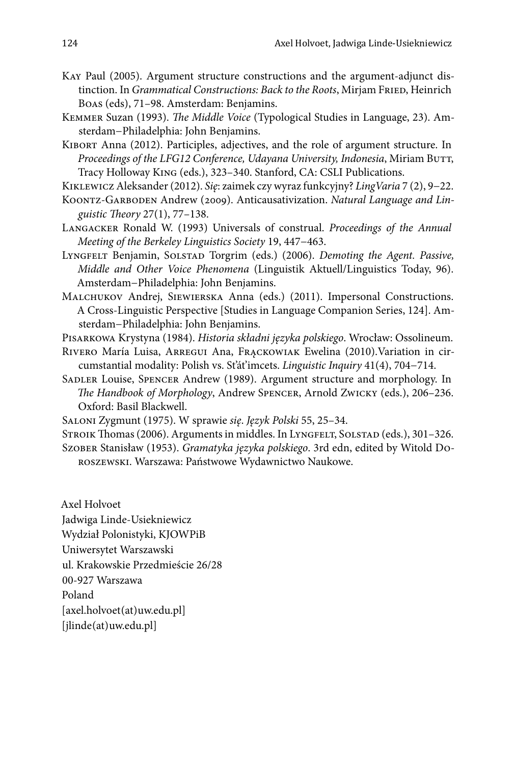Kay Paul (2005). Argument structure constructions and the argument-adjunct distinction. In *Grammatical Constructions: Back to the Roots*, Mirjam Fried, Heinrich Boas (eds), 71–98. Amsterdam: Benjamins.

Kemmer Suzan (1993). *The Middle Voice* (Typological Studies in Language, 23). Amsterdam–Philadelphia: John Benjamins.

Kibort Anna (2012). Participles, adjectives, and the role of argument structure. In *Proceedings of the LFG12 Conference, Udayana University, Indonesia*, Miriam Butt, Tracy Holloway King (eds.), 323–340. Stanford, CA: CSLI Publications.

Kiklewicz Aleksander (2012). *Się*: zaimek czy wyraz funkcyjny? *LingVaria* 7 (2), 9–22.

Koontz-Garboden Andrew (2009). Anticausativization. *Natural Language and Linguistic Theory* 27(1), 77–138.

Langacker Ronald W. (1993) Universals of construal. *Proceedings of the Annual Meeting of the Berkeley Linguistics Society* 19, 447–463.

Lyngfelt Benjamin, Solstad Torgrim (eds.) (2006). *Demoting the Agent. Passive, Middle and Other Voice Phenomena* (Linguistik Aktuell/Linguistics Today, 96). Amsterdam–Philadelphia: John Benjamins.

Malchukov Andrej, Siewierska Anna (eds.) (2011). Impersonal Constructions. A Cross-Linguistic Perspective [Studies in Language Companion Series, 124]. Amsterdam–Philadelphia: John Benjamins.

Pisarkowa Krystyna (1984). *Historia składni języka polskiego*. Wrocław: Ossolineum.

Rivero María Luisa, Arregui Ana, Frąckowiak Ewelina (2010).Variation in circumstantial modality: Polish vs. St'át'imcets. *Linguistic Inquiry* 41(4), 704–714.

Sadler Louise, Spencer Andrew (1989). Argument structure and morphology. In *The Handbook of Morphology*, Andrew Spencer, Arnold Zwicky (eds.), 206–236. Oxford: Basil Blackwell.

Saloni Zygmunt (1975). W sprawie *się*. *Język Polski* 55, 25–34.

Stroik Thomas (2006). Arguments in middles. In Lyngfelt, Solstad (eds.), 301–326.

Szober Stanisław (1953). *Gramatyka języka polskiego*. 3rd edn, edited by Witold Doroszewski. Warszawa: Państwowe Wydawnictwo Naukowe.

Axel Holvoet
Jadwiga Linde-Usiekniewicz
Wydział Polonistyki, KJOWPiB
Uniwersytet Warszawski
ul. Krakowskie Przedmieście 26/28
00-927 Warszawa
Poland
[axel.holvoet(at)uw.edu.pl]
[jlinde(at)uw.edu.pl]